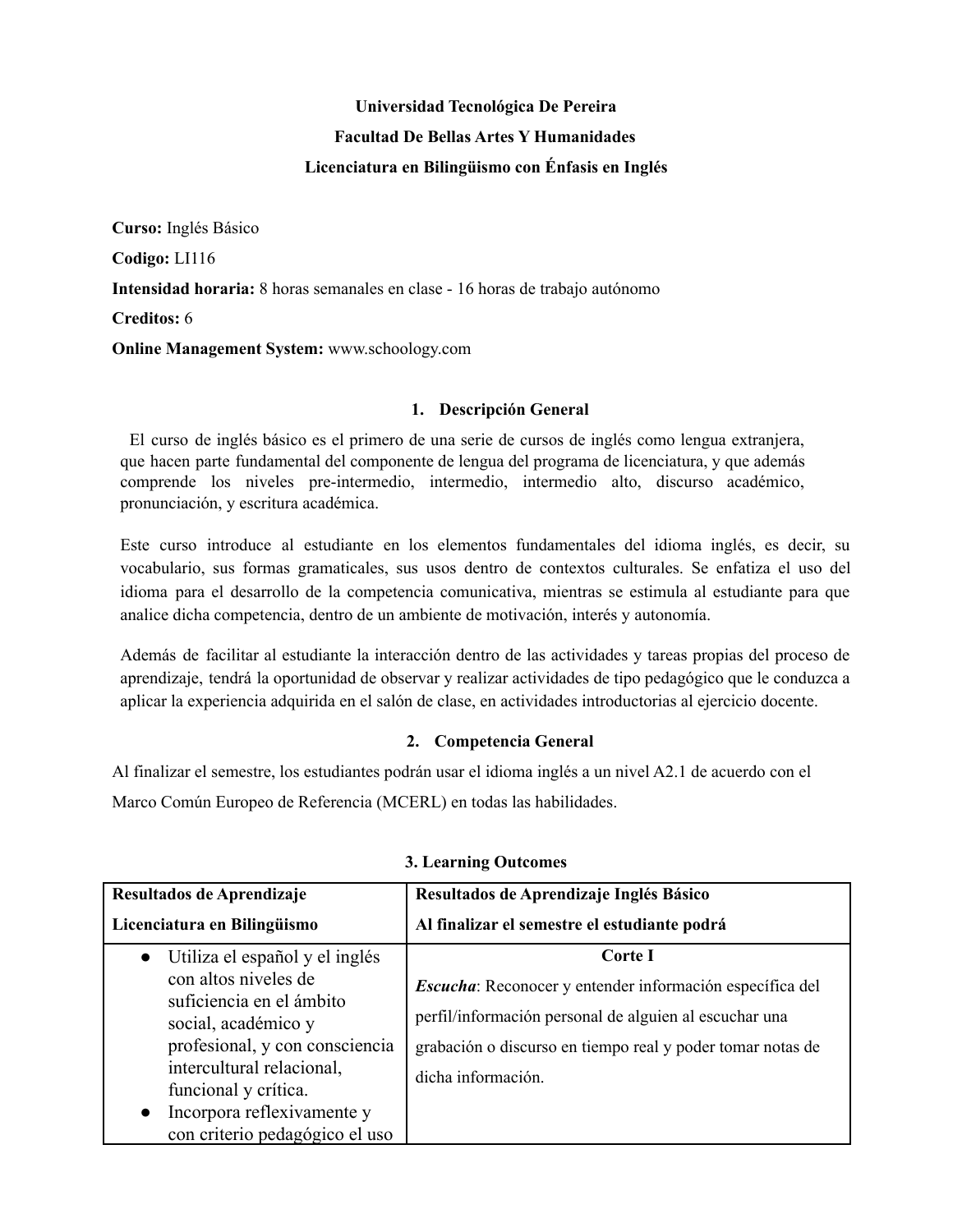**Universidad Tecnológica De Pereira**

**Facultad De Bellas Artes Y Humanidades**

**Licenciatura en Bilingüismo con Énfasis en Inglés**

**Curso:** Inglés Básico

**Codigo:** LI116

**Intensidad horaria:** 8 horas semanales en clase - 16 horas de trabajo autónomo

**Creditos:** 6

**Online Management System:** www.schoology.com

## 1. Descripción General

El curso de inglés básico es el primero de una serie de cursos de inglés como lengua extranjera, que hacen parte fundamental del componente de lengua del programa de licenciatura, y que además comprende los niveles pre-intermedio, intermedio, intermedio alto, discurso académico, pronunciación, y escritura académica.

Este curso introduce al estudiante en los elementos fundamentales del idioma inglés, es decir, su vocabulario, sus formas gramaticales, sus usos dentro de contextos culturales. Se enfatiza el uso del idioma para el desarrollo de la competencia comunicativa, mientras se estimula al estudiante para que analice dicha competencia, dentro de un ambiente de motivación, interés y autonomía.

Además de facilitar al estudiante la interacción dentro de las actividades y tareas propias del proceso de aprendizaje, tendrá la oportunidad de observar y realizar actividades de tipo pedagógico que le conduzca a aplicar la experiencia adquirida en el salón de clase, en actividades introductorias al ejercicio docente.

## 2. Competencia General

Al finalizar el semestre, los estudiantes podrán usar el idioma inglés a un nivel A2.1 de acuerdo con el Marco Común Europeo de Referencia (MCERL) en todas las habilidades.

## 3. Learning Outcomes

| **Resultados de Aprendizaje Licenciatura en Bilingüismo** | **Resultados de Aprendizaje Inglés Básico Al finalizar el semestre el estudiante podrá** |
|---|---|
| ● Utiliza el español y el inglés con altos niveles de suficiencia en el ámbito social, académico y profesional, y con consciencia intercultural relacional, funcional y crítica.<br>● Incorpora reflexivamente y con criterio pedagógico el uso | **Corte I**<br>***Escucha***: Reconocer y entender información específica del perfil/información personal de alguien al escuchar una grabación o discurso en tiempo real y poder tomar notas de dicha información. |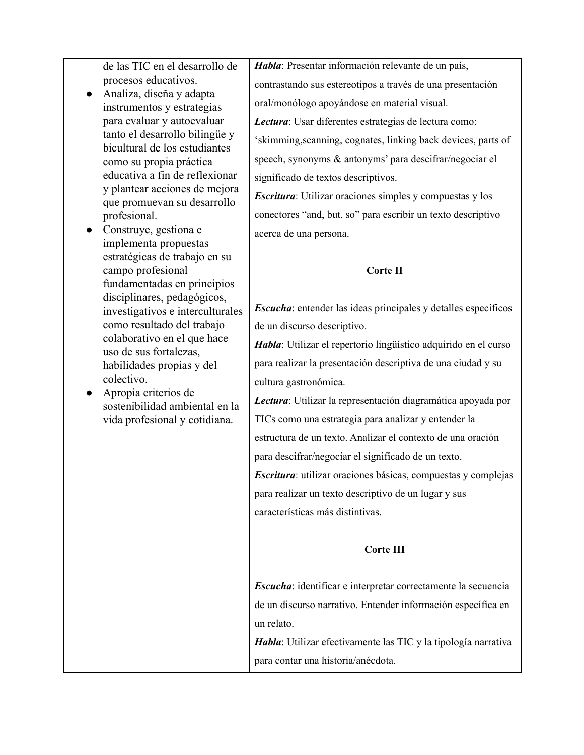| | |
|---|---|
| de las TIC en el desarrollo de procesos educativos.<br>● Analiza, diseña y adapta instrumentos y estrategias para evaluar y autoevaluar tanto el desarrollo bilingüe y bicultural de los estudiantes como su propia práctica educativa a fin de reflexionar y plantear acciones de mejora que promuevan su desarrollo profesional.<br>● Construye, gestiona e implementa propuestas estratégicas de trabajo en su campo profesional fundamentadas en principios disciplinares, pedagógicos, investigativos e interculturales como resultado del trabajo colaborativo en el que hace uso de sus fortalezas, habilidades propias y del colectivo.<br>● Apropia criterios de sostenibilidad ambiental en la vida profesional y cotidiana. | ***Habla***: Presentar información relevante de un país, contrastando sus estereotipos a través de una presentación oral/monólogo apoyándose en material visual.<br>***Lectura***: Usar diferentes estrategias de lectura como: 'skimming,scanning, cognates, linking back devices, parts of speech, synonyms & antonyms' para descifrar/negociar el significado de textos descriptivos.<br>***Escritura***: Utilizar oraciones simples y compuestas y los conectores "and, but, so" para escribir un texto descriptivo acerca de una persona.<br><br>**Corte II**<br><br>***Escucha***: entender las ideas principales y detalles específicos de un discurso descriptivo.<br>***Habla***: Utilizar el repertorio lingüístico adquirido en el curso para realizar la presentación descriptiva de una ciudad y su cultura gastronómica.<br>***Lectura***: Utilizar la representación diagramática apoyada por TICs como una estrategia para analizar y entender la estructura de un texto. Analizar el contexto de una oración para descifrar/negociar el significado de un texto.<br>***Escritura***: utilizar oraciones básicas, compuestas y complejas para realizar un texto descriptivo de un lugar y sus características más distintivas.<br><br>**Corte III**<br><br>***Escucha***: identificar e interpretar correctamente la secuencia de un discurso narrativo. Entender información específica en un relato.<br>***Habla***: Utilizar efectivamente las TIC y la tipología narrativa para contar una historia/anécdota. |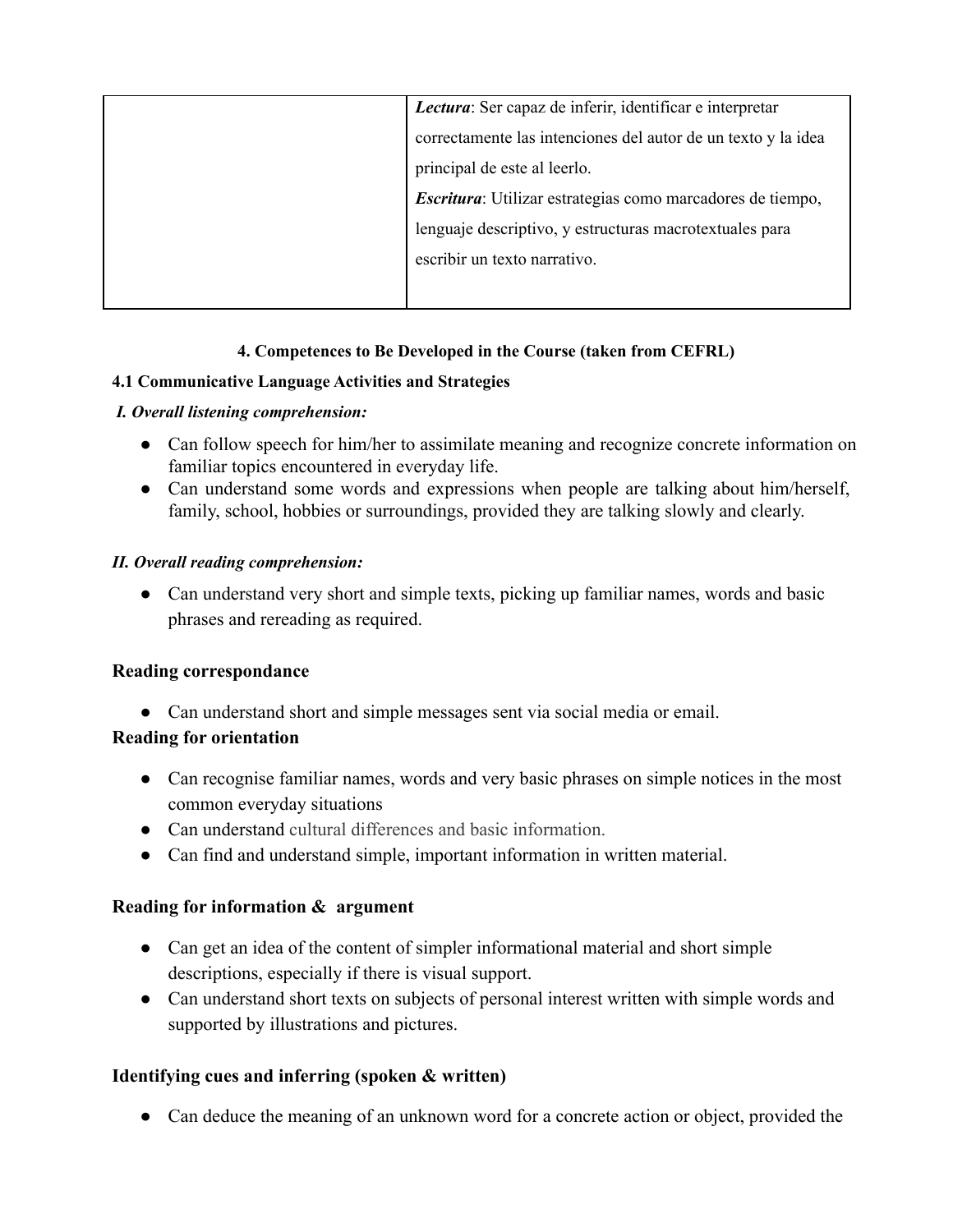| | |
|---|---|
| | ***Lectura***: Ser capaz de inferir, identificar e interpretar correctamente las intenciones del autor de un texto y la idea principal de este al leerlo.<br>***Escritura***: Utilizar estrategias como marcadores de tiempo, lenguaje descriptivo, y estructuras macrotextuales para escribir un texto narrativo. |

**4. Competences to Be Developed in the Course (taken from CEFRL)**

**4.1 Communicative Language Activities and Strategies**

***I. Overall listening comprehension:***

- Can follow speech for him/her to assimilate meaning and recognize concrete information on familiar topics encountered in everyday life.
- Can understand some words and expressions when people are talking about him/herself, family, school, hobbies or surroundings, provided they are talking slowly and clearly.

***II. Overall reading comprehension:***

- Can understand very short and simple texts, picking up familiar names, words and basic phrases and rereading as required.

**Reading correspondance**

- Can understand short and simple messages sent via social media or email.

**Reading for orientation**

- Can recognise familiar names, words and very basic phrases on simple notices in the most common everyday situations
- Can understand cultural differences and basic information.
- Can find and understand simple, important information in written material.

**Reading for information & argument**

- Can get an idea of the content of simpler informational material and short simple descriptions, especially if there is visual support.
- Can understand short texts on subjects of personal interest written with simple words and supported by illustrations and pictures.

**Identifying cues and inferring (spoken & written)**

- Can deduce the meaning of an unknown word for a concrete action or object, provided the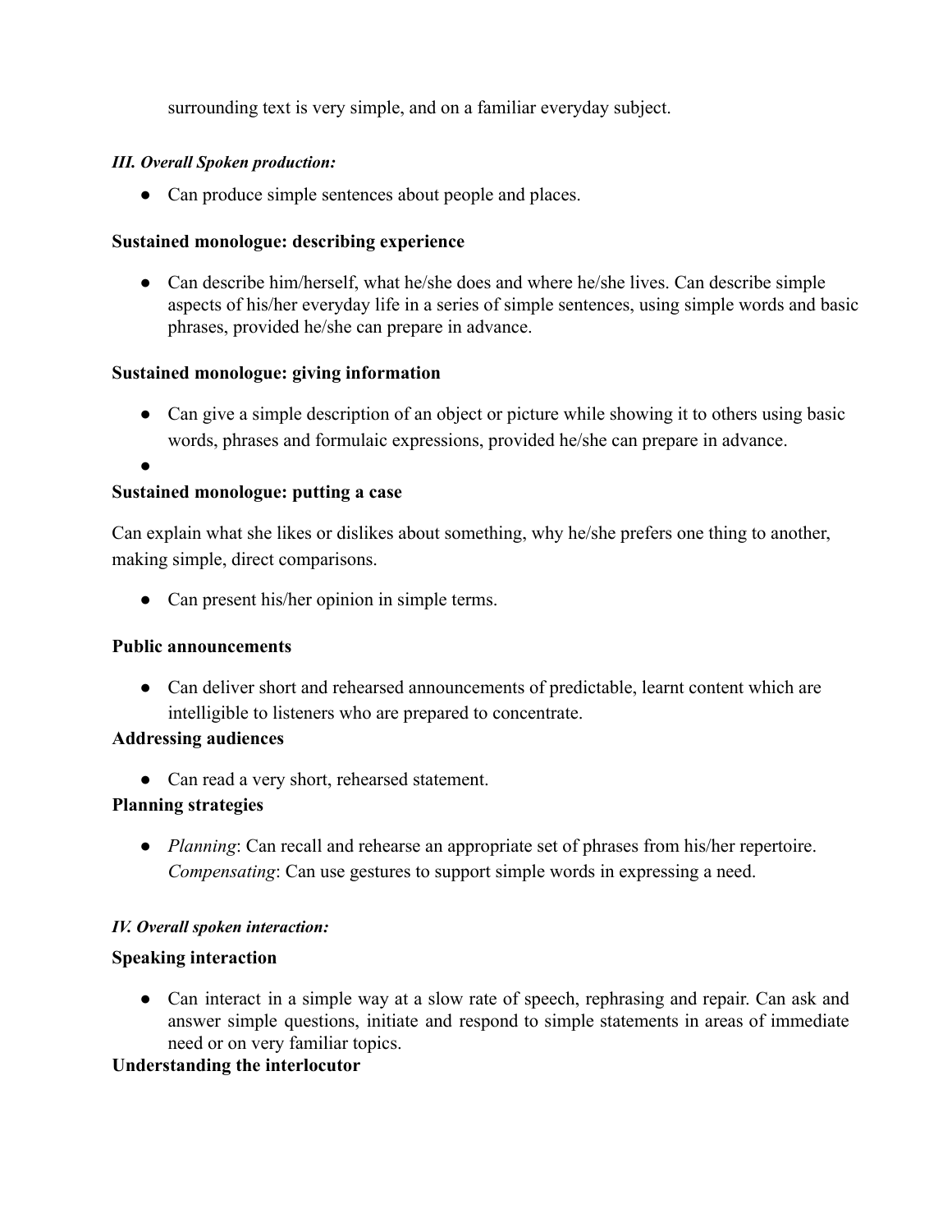surrounding text is very simple, and on a familiar everyday subject.

***III. Overall Spoken production:***

- Can produce simple sentences about people and places.

**Sustained monologue: describing experience**

- Can describe him/herself, what he/she does and where he/she lives. Can describe simple aspects of his/her everyday life in a series of simple sentences, using simple words and basic phrases, provided he/she can prepare in advance.

**Sustained monologue: giving information**

- Can give a simple description of an object or picture while showing it to others using basic words, phrases and formulaic expressions, provided he/she can prepare in advance.
-

**Sustained monologue: putting a case**

Can explain what she likes or dislikes about something, why he/she prefers one thing to another, making simple, direct comparisons.

- Can present his/her opinion in simple terms.

**Public announcements**

- Can deliver short and rehearsed announcements of predictable, learnt content which are intelligible to listeners who are prepared to concentrate.

**Addressing audiences**

- Can read a very short, rehearsed statement.

**Planning strategies**

- *Planning*: Can recall and rehearse an appropriate set of phrases from his/her repertoire. *Compensating*: Can use gestures to support simple words in expressing a need.

***IV. Overall spoken interaction:***

**Speaking interaction**

- Can interact in a simple way at a slow rate of speech, rephrasing and repair. Can ask and answer simple questions, initiate and respond to simple statements in areas of immediate need or on very familiar topics.

**Understanding the interlocutor**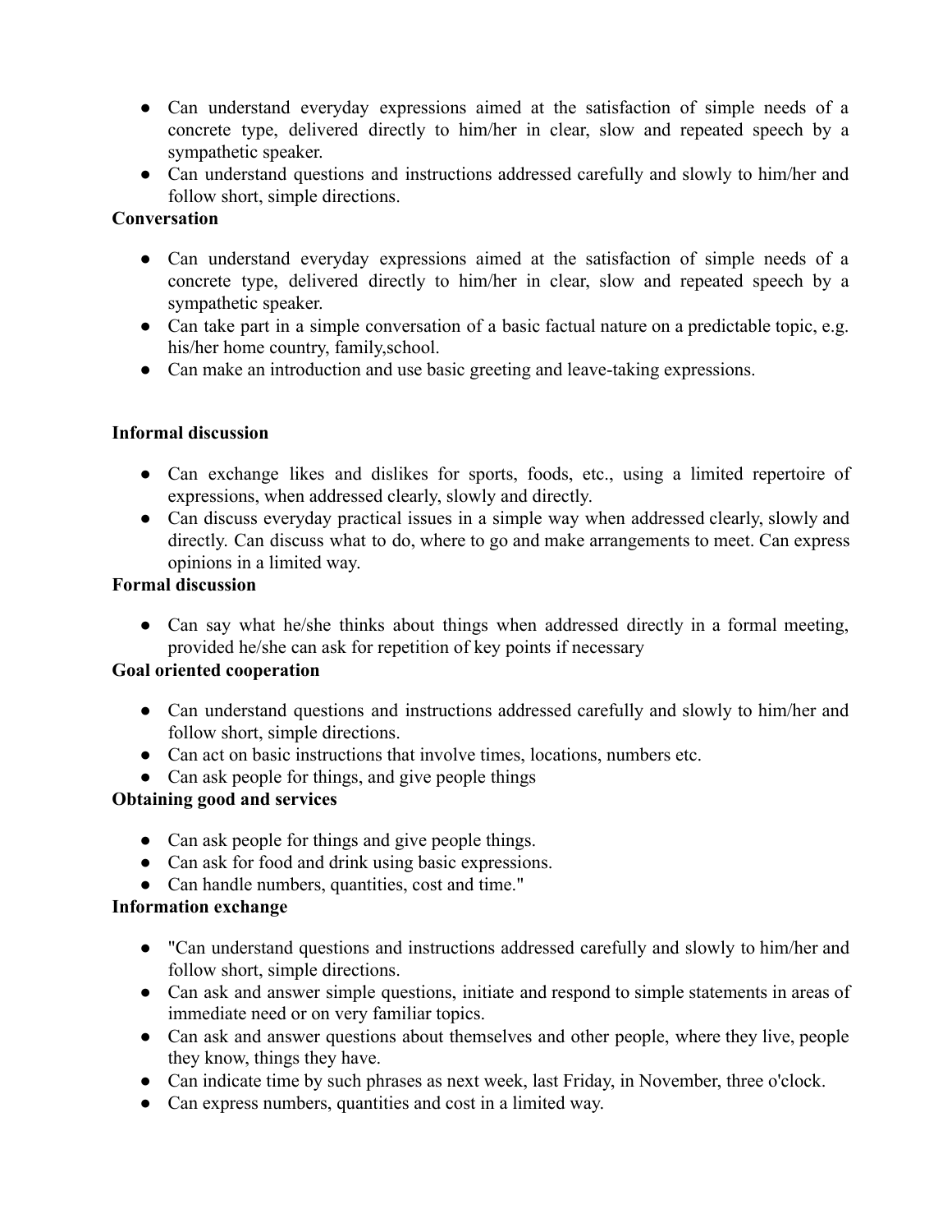- Can understand everyday expressions aimed at the satisfaction of simple needs of a concrete type, delivered directly to him/her in clear, slow and repeated speech by a sympathetic speaker.
- Can understand questions and instructions addressed carefully and slowly to him/her and follow short, simple directions.

**Conversation**

- Can understand everyday expressions aimed at the satisfaction of simple needs of a concrete type, delivered directly to him/her in clear, slow and repeated speech by a sympathetic speaker.
- Can take part in a simple conversation of a basic factual nature on a predictable topic, e.g. his/her home country, family,school.
- Can make an introduction and use basic greeting and leave-taking expressions.

**Informal discussion**

- Can exchange likes and dislikes for sports, foods, etc., using a limited repertoire of expressions, when addressed clearly, slowly and directly.
- Can discuss everyday practical issues in a simple way when addressed clearly, slowly and directly. Can discuss what to do, where to go and make arrangements to meet. Can express opinions in a limited way.

**Formal discussion**

- Can say what he/she thinks about things when addressed directly in a formal meeting, provided he/she can ask for repetition of key points if necessary

**Goal oriented cooperation**

- Can understand questions and instructions addressed carefully and slowly to him/her and follow short, simple directions.
- Can act on basic instructions that involve times, locations, numbers etc.
- Can ask people for things, and give people things

**Obtaining good and services**

- Can ask people for things and give people things.
- Can ask for food and drink using basic expressions.
- Can handle numbers, quantities, cost and time."

**Information exchange**

- "Can understand questions and instructions addressed carefully and slowly to him/her and follow short, simple directions.
- Can ask and answer simple questions, initiate and respond to simple statements in areas of immediate need or on very familiar topics.
- Can ask and answer questions about themselves and other people, where they live, people they know, things they have.
- Can indicate time by such phrases as next week, last Friday, in November, three o'clock.
- Can express numbers, quantities and cost in a limited way.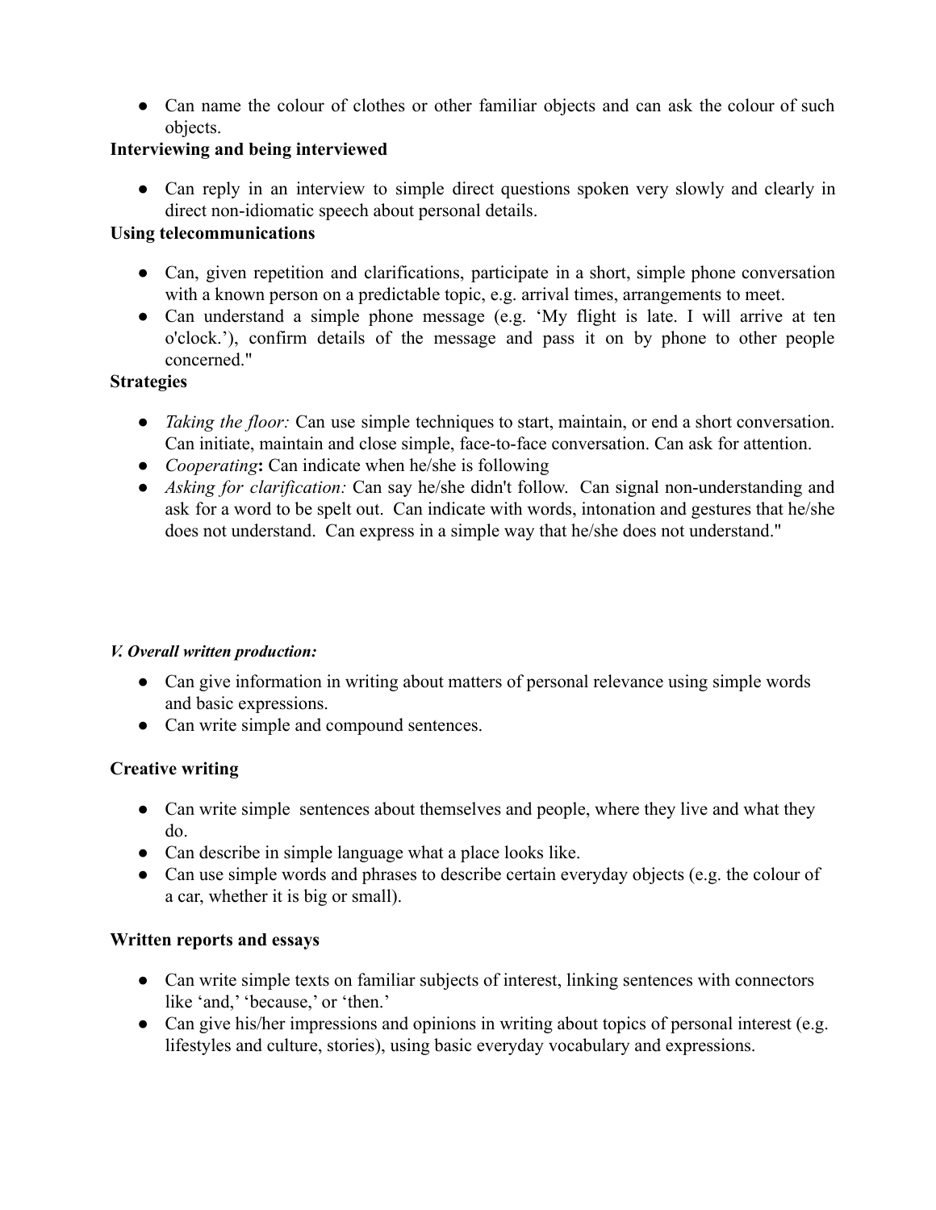- Can name the colour of clothes or other familiar objects and can ask the colour of such objects.

**Interviewing and being interviewed**

- Can reply in an interview to simple direct questions spoken very slowly and clearly in direct non-idiomatic speech about personal details.

**Using telecommunications**

- Can, given repetition and clarifications, participate in a short, simple phone conversation with a known person on a predictable topic, e.g. arrival times, arrangements to meet.
- Can understand a simple phone message (e.g. 'My flight is late. I will arrive at ten o'clock.'), confirm details of the message and pass it on by phone to other people concerned."

**Strategies**

- *Taking the floor:* Can use simple techniques to start, maintain, or end a short conversation. Can initiate, maintain and close simple, face-to-face conversation. Can ask for attention.
- *Cooperating***:** Can indicate when he/she is following
- *Asking for clarification:* Can say he/she didn't follow. Can signal non-understanding and ask for a word to be spelt out. Can indicate with words, intonation and gestures that he/she does not understand. Can express in a simple way that he/she does not understand."

***V. Overall written production:***

- Can give information in writing about matters of personal relevance using simple words and basic expressions.
- Can write simple and compound sentences.

**Creative writing**

- Can write simple sentences about themselves and people, where they live and what they do.
- Can describe in simple language what a place looks like.
- Can use simple words and phrases to describe certain everyday objects (e.g. the colour of a car, whether it is big or small).

**Written reports and essays**

- Can write simple texts on familiar subjects of interest, linking sentences with connectors like 'and,' 'because,' or 'then.'
- Can give his/her impressions and opinions in writing about topics of personal interest (e.g. lifestyles and culture, stories), using basic everyday vocabulary and expressions.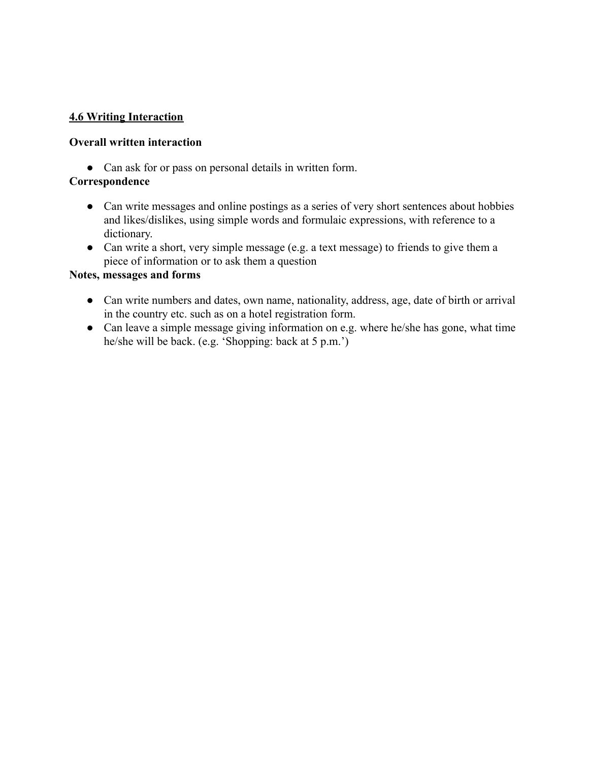## 4.6 Writing Interaction

**Overall written interaction**

- Can ask for or pass on personal details in written form.

**Correspondence**

- Can write messages and online postings as a series of very short sentences about hobbies and likes/dislikes, using simple words and formulaic expressions, with reference to a dictionary.
- Can write a short, very simple message (e.g. a text message) to friends to give them a piece of information or to ask them a question

**Notes, messages and forms**

- Can write numbers and dates, own name, nationality, address, age, date of birth or arrival in the country etc. such as on a hotel registration form.
- Can leave a simple message giving information on e.g. where he/she has gone, what time he/she will be back. (e.g. 'Shopping: back at 5 p.m.')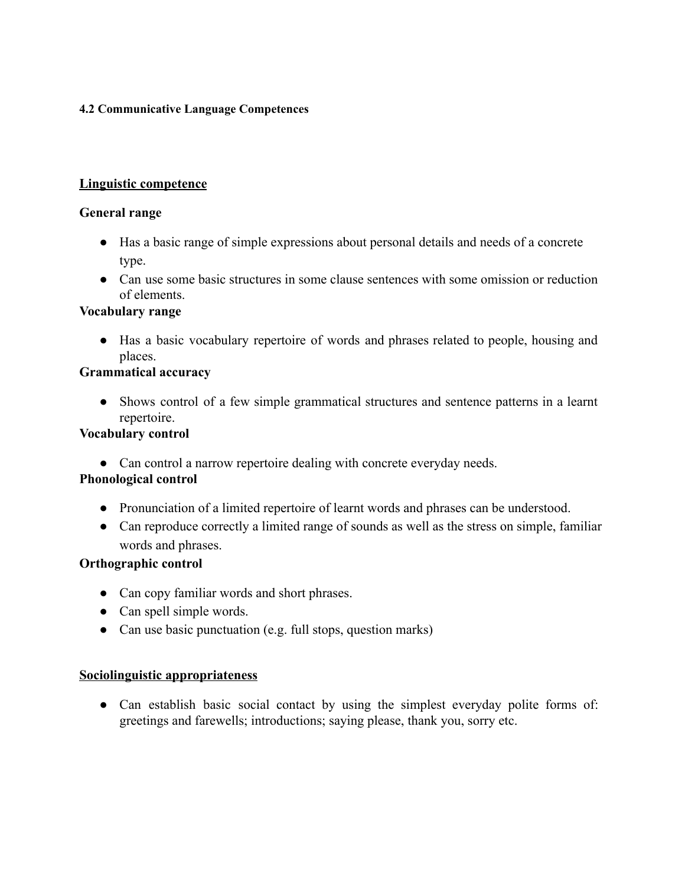**4.2 Communicative Language Competences**

__Linguistic competence__

**General range**

- Has a basic range of simple expressions about personal details and needs of a concrete type.
- Can use some basic structures in some clause sentences with some omission or reduction of elements.

**Vocabulary range**

- Has a basic vocabulary repertoire of words and phrases related to people, housing and places.

**Grammatical accuracy**

- Shows control of a few simple grammatical structures and sentence patterns in a learnt repertoire.

**Vocabulary control**

- Can control a narrow repertoire dealing with concrete everyday needs.

**Phonological control**

- Pronunciation of a limited repertoire of learnt words and phrases can be understood.
- Can reproduce correctly a limited range of sounds as well as the stress on simple, familiar words and phrases.

**Orthographic control**

- Can copy familiar words and short phrases.
- Can spell simple words.
- Can use basic punctuation (e.g. full stops, question marks)

__Sociolinguistic appropriateness__

- Can establish basic social contact by using the simplest everyday polite forms of: greetings and farewells; introductions; saying please, thank you, sorry etc.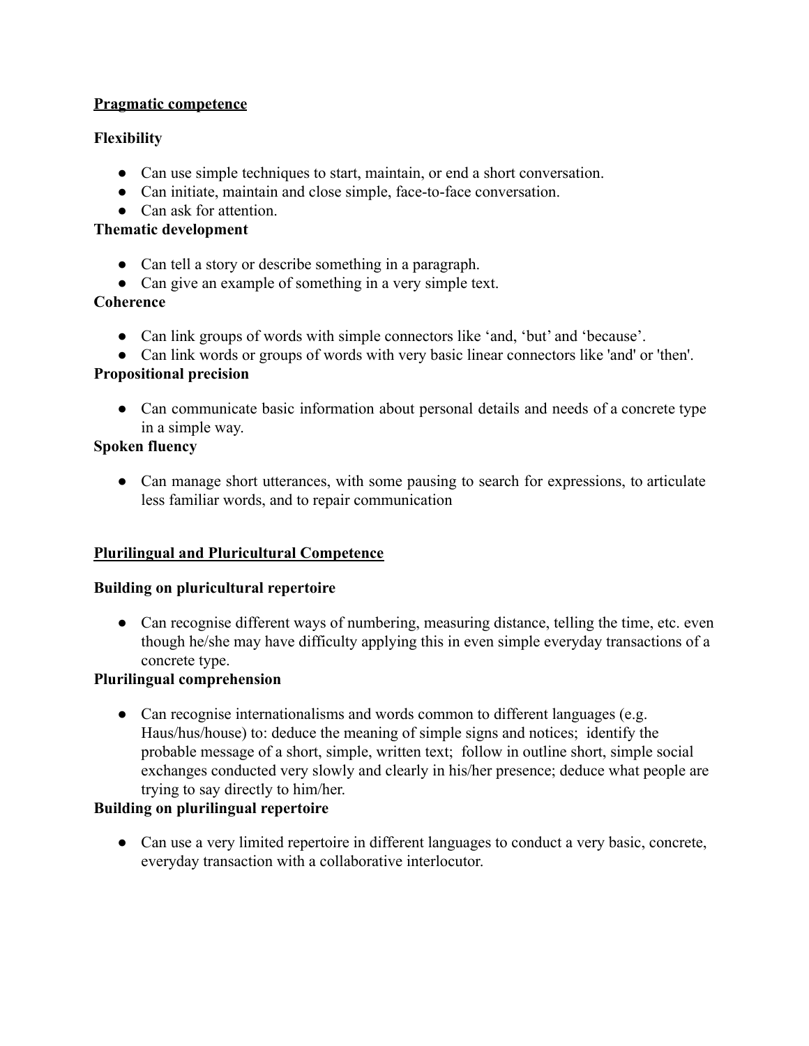## Pragmatic competence

### Flexibility

- Can use simple techniques to start, maintain, or end a short conversation.
- Can initiate, maintain and close simple, face-to-face conversation.
- Can ask for attention.

### Thematic development

- Can tell a story or describe something in a paragraph.
- Can give an example of something in a very simple text.

### Coherence

- Can link groups of words with simple connectors like 'and, 'but' and 'because'.
- Can link words or groups of words with very basic linear connectors like 'and' or 'then'.

### Propositional precision

- Can communicate basic information about personal details and needs of a concrete type in a simple way.

### Spoken fluency

- Can manage short utterances, with some pausing to search for expressions, to articulate less familiar words, and to repair communication

## Plurilingual and Pluricultural Competence

### Building on pluricultural repertoire

- Can recognise different ways of numbering, measuring distance, telling the time, etc. even though he/she may have difficulty applying this in even simple everyday transactions of a concrete type.

### Plurilingual comprehension

- Can recognise internationalisms and words common to different languages (e.g. Haus/hus/house) to: deduce the meaning of simple signs and notices; identify the probable message of a short, simple, written text; follow in outline short, simple social exchanges conducted very slowly and clearly in his/her presence; deduce what people are trying to say directly to him/her.

### Building on plurilingual repertoire

- Can use a very limited repertoire in different languages to conduct a very basic, concrete, everyday transaction with a collaborative interlocutor.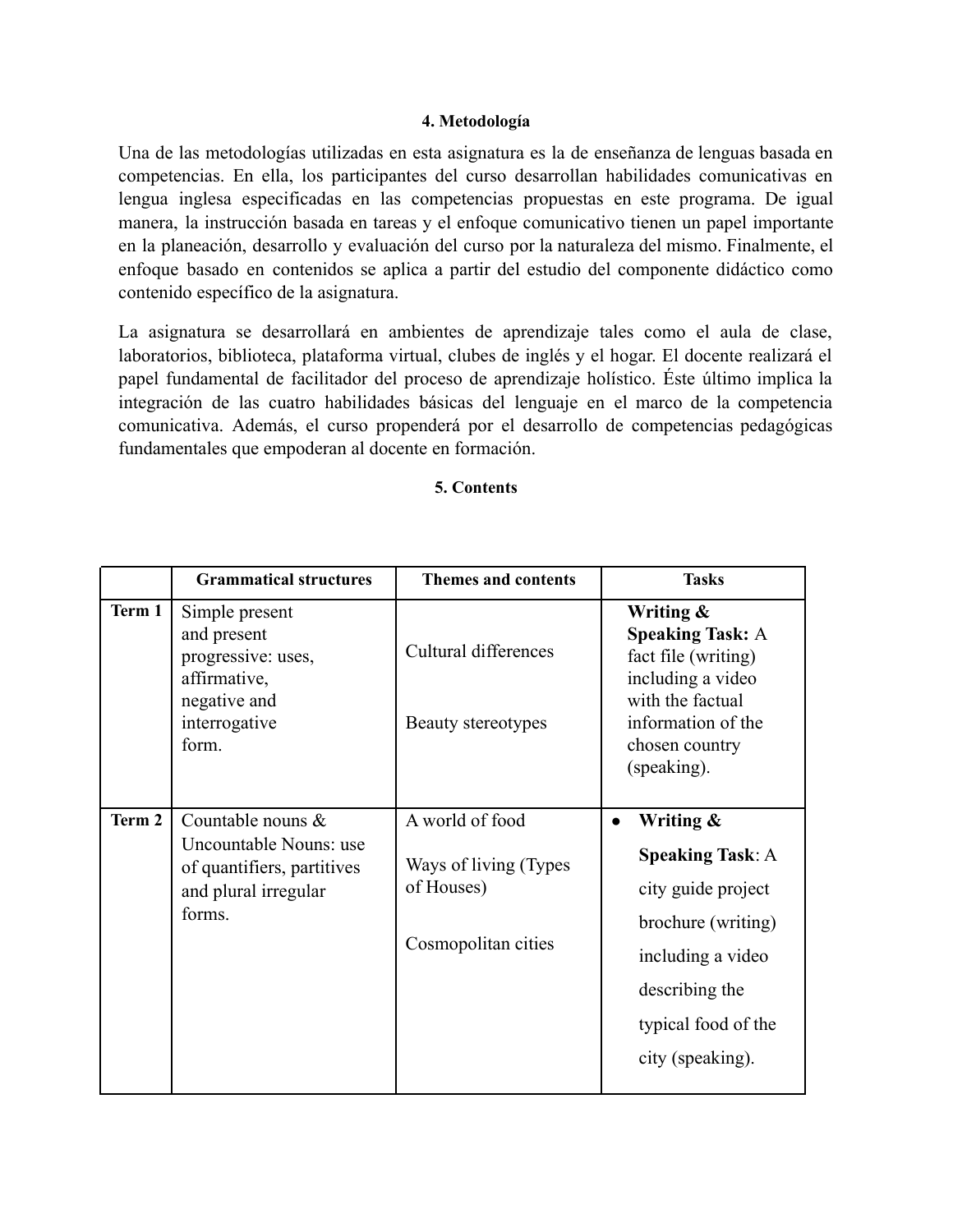### 4. Metodología

Una de las metodologías utilizadas en esta asignatura es la de enseñanza de lenguas basada en competencias. En ella, los participantes del curso desarrollan habilidades comunicativas en lengua inglesa especificadas en las competencias propuestas en este programa. De igual manera, la instrucción basada en tareas y el enfoque comunicativo tienen un papel importante en la planeación, desarrollo y evaluación del curso por la naturaleza del mismo. Finalmente, el enfoque basado en contenidos se aplica a partir del estudio del componente didáctico como contenido específico de la asignatura.

La asignatura se desarrollará en ambientes de aprendizaje tales como el aula de clase, laboratorios, biblioteca, plataforma virtual, clubes de inglés y el hogar. El docente realizará el papel fundamental de facilitador del proceso de aprendizaje holístico. Éste último implica la integración de las cuatro habilidades básicas del lenguaje en el marco de la competencia comunicativa. Además, el curso propenderá por el desarrollo de competencias pedagógicas fundamentales que empoderan al docente en formación.

### 5. Contents

| | Grammatical structures | Themes and contents | Tasks |
|---|---|---|---|
| **Term 1** | Simple present and present progressive: uses, affirmative, negative and interrogative form. | Cultural differences<br><br>Beauty stereotypes | **Writing & Speaking Task:** A fact file (writing) including a video with the factual information of the chosen country (speaking). |
| **Term 2** | Countable nouns & Uncountable Nouns: use of quantifiers, partitives and plural irregular forms. | A world of food<br><br>Ways of living (Types of Houses)<br><br>Cosmopolitan cities | • **Writing & Speaking Task**: A city guide project brochure (writing) including a video describing the typical food of the city (speaking). |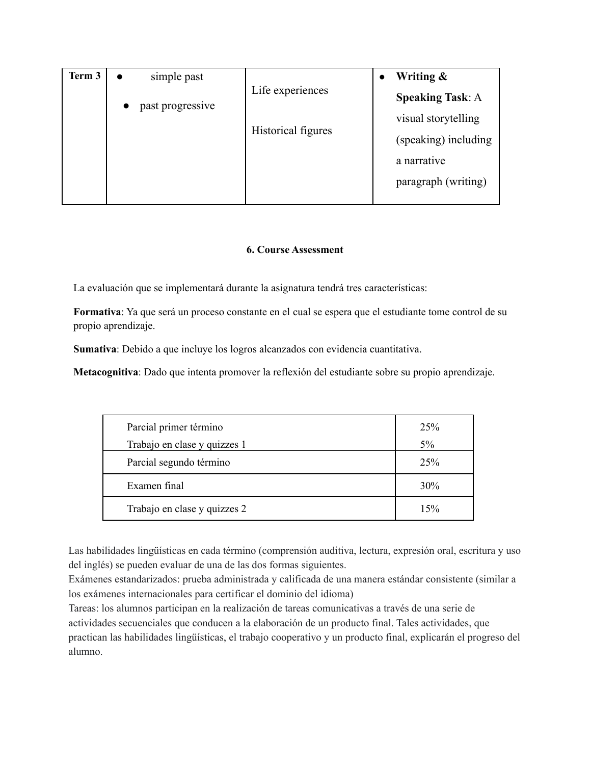| Term 3 | • simple past<br>• past progressive | Life experiences<br><br>Historical figures | • **Writing & Speaking Task**: A visual storytelling (speaking) including a narrative paragraph (writing) |
|---|---|---|---|

## 6. Course Assessment

La evaluación que se implementará durante la asignatura tendrá tres características:

**Formativa**: Ya que será un proceso constante en el cual se espera que el estudiante tome control de su propio aprendizaje.

**Sumativa**: Debido a que incluye los logros alcanzados con evidencia cuantitativa.

**Metacognitiva**: Dado que intenta promover la reflexión del estudiante sobre su propio aprendizaje.

| | |
|---|---|
| Parcial primer término<br>Trabajo en clase y quizzes 1 | 25%<br>5% |
| Parcial segundo término | 25% |
| Examen final | 30% |
| Trabajo en clase y quizzes 2 | 15% |

Las habilidades lingüísticas en cada término (comprensión auditiva, lectura, expresión oral, escritura y uso del inglés) se pueden evaluar de una de las dos formas siguientes.

Exámenes estandarizados: prueba administrada y calificada de una manera estándar consistente (similar a los exámenes internacionales para certificar el dominio del idioma)

Tareas: los alumnos participan en la realización de tareas comunicativas a través de una serie de actividades secuenciales que conducen a la elaboración de un producto final. Tales actividades, que practican las habilidades lingüísticas, el trabajo cooperativo y un producto final, explicarán el progreso del alumno.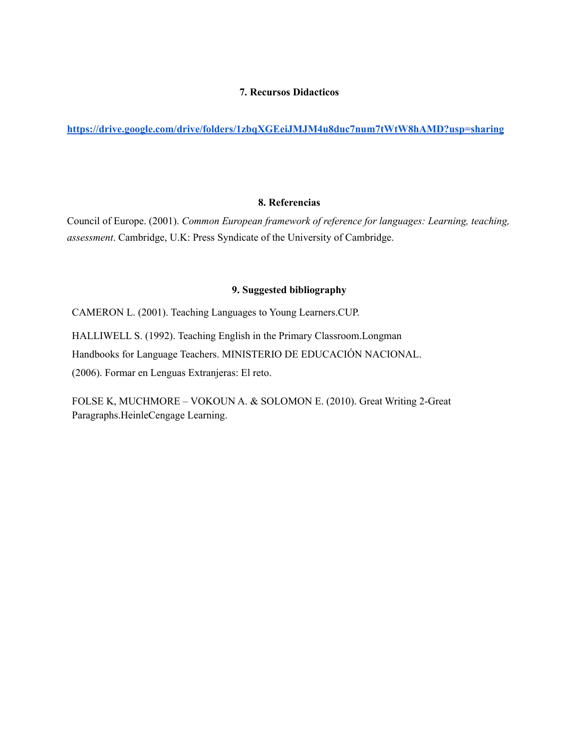## 7. Recursos Didacticos

**[https://drive.google.com/drive/folders/1zbqXGEeiJMJM4u8duc7num7tWtW8hAMD?usp=sharing](https://drive.google.com/drive/folders/1zbqXGEeiJMJM4u8duc7num7tWtW8hAMD?usp=sharing)**

## 8. Referencias

Council of Europe. (2001). *Common European framework of reference for languages: Learning, teaching, assessment*. Cambridge, U.K: Press Syndicate of the University of Cambridge.

## 9. Suggested bibliography

CAMERON L. (2001). Teaching Languages to Young Learners.CUP.

HALLIWELL S. (1992). Teaching English in the Primary Classroom.Longman Handbooks for Language Teachers. MINISTERIO DE EDUCACIÓN NACIONAL. (2006). Formar en Lenguas Extranjeras: El reto.

FOLSE K, MUCHMORE – VOKOUN A. & SOLOMON E. (2010). Great Writing 2-Great Paragraphs.HeinleCengage Learning.